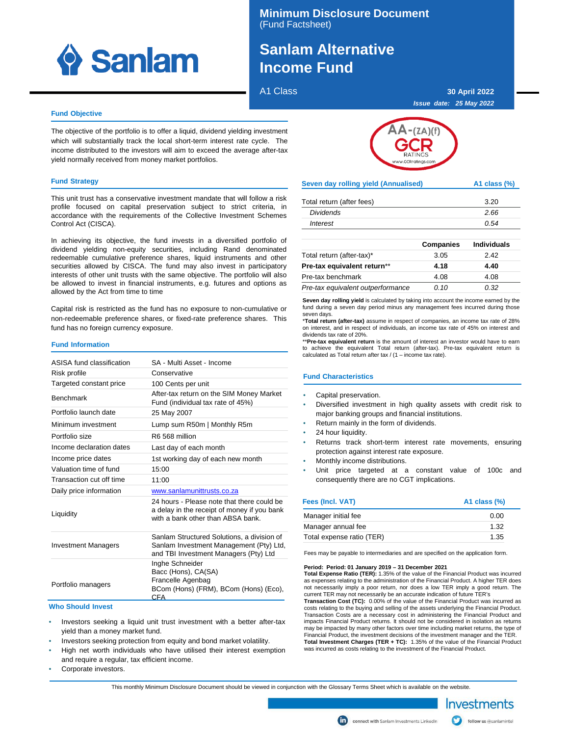# Minimum Disclosure Document
(Fund Factsheet)

# Sanlam Alternative Income Fund

A1 Class

30 April 2022

*Issue date: 25 May 2022*

## Fund Objective

The objective of the portfolio is to offer a liquid, dividend yielding investment which will substantially track the local short-term interest rate cycle. The income distributed to the investors will aim to exceed the average after-tax yield normally received from money market portfolios.

## Fund Strategy

This unit trust has a conservative investment mandate that will follow a risk profile focused on capital preservation subject to strict criteria, in accordance with the requirements of the Collective Investment Schemes Control Act (CISCA).

In achieving its objective, the fund invests in a diversified portfolio of dividend yielding non-equity securities, including Rand denominated redeemable cumulative preference shares, liquid instruments and other securities allowed by CISCA. The fund may also invest in participatory interests of other unit trusts with the same objective. The portfolio will also be allowed to invest in financial instruments, e.g. futures and options as allowed by the Act from time to time

Capital risk is restricted as the fund has no exposure to non-cumulative or non-redeemable preference shares, or fixed-rate preference shares. This fund has no foreign currency exposure.

## Fund Information

| | |
|---|---|
| ASISA fund classification | SA - Multi Asset - Income |
| Risk profile | Conservative |
| Targeted constant price | 100 Cents per unit |
| Benchmark | After-tax return on the SIM Money Market Fund (individual tax rate of 45%) |
| Portfolio launch date | 25 May 2007 |
| Minimum investment | Lump sum R50m \| Monthly R5m |
| Portfolio size | R6 568 million |
| Income declaration dates | Last day of each month |
| Income price dates | 1st working day of each new month |
| Valuation time of fund | 15:00 |
| Transaction cut off time | 11:00 |
| Daily price information | www.sanlamunittrusts.co.za |
| Liquidity | 24 hours - Please note that there could be a delay in the receipt of money if you bank with a bank other than ABSA bank. |
| Investment Managers | Sanlam Structured Solutions, a division of Sanlam Investment Management (Pty) Ltd, and TBI Investment Managers (Pty) Ltd |
| Portfolio managers | Inghe Schneider Bacc (Hons), CA(SA) Francelle Agenbag BCom (Hons) (FRM), BCom (Hons) (Eco), CFA |

## Who Should Invest

- Investors seeking a liquid unit trust investment with a better after-tax yield than a money market fund.
- Investors seeking protection from equity and bond market volatility.
- High net worth individuals who have utilised their interest exemption and require a regular, tax efficient income.
- Corporate investors.

AA-(ZA)(f) GCR RATINGS www.GCRratings.com

| Seven day rolling yield (Annualised) | A1 class (%) |
|---|---|
| Total return (after fees) | 3.20 |
| *Dividends* | *2.66* |
| *Interest* | *0.54* |

| | Companies | Individuals |
|---|---|---|
| Total return (after-tax)* | 3.05 | 2.42 |
| **Pre-tax equivalent return**** | **4.18** | **4.40** |
| Pre-tax benchmark | 4.08 | 4.08 |
| *Pre-tax equivalent outperformance* | *0.10* | *0.32* |

**Seven day rolling yield** is calculated by taking into account the income earned by the fund during a seven day period minus any management fees incurred during those seven days.

***Total return (after-tax)** assume in respect of companies, an income tax rate of 28% on interest, and in respect of individuals, an income tax rate of 45% on interest and dividends tax rate of 20%.

****Pre-tax equivalent return** is the amount of interest an investor would have to earn to achieve the equivalent Total return (after-tax). Pre-tax equivalent return is calculated as Total return after tax / (1 – income tax rate).

## Fund Characteristics

- Capital preservation.
- Diversified investment in high quality assets with credit risk to major banking groups and financial institutions.
- Return mainly in the form of dividends.
- 24 hour liquidity.
- Returns track short-term interest rate movements, ensuring protection against interest rate exposure.
- Monthly income distributions.
- Unit price targeted at a constant value of 100c and consequently there are no CGT implications.

| Fees (Incl. VAT) | A1 class (%) |
|---|---|
| Manager initial fee | 0.00 |
| Manager annual fee | 1.32 |
| Total expense ratio (TER) | 1.35 |

Fees may be payable to intermediaries and are specified on the application form.

**Period: Period: 01 January 2019 – 31 December 2021**

**Total Expense Ratio (TER):** 1.35% of the value of the Financial Product was incurred as expenses relating to the administration of the Financial Product. A higher TER does not necessarily imply a poor return, nor does a low TER imply a good return. The current TER may not necessarily be an accurate indication of future TER's

**Transaction Cost (TC):** 0.00% of the value of the Financial Product was incurred as costs relating to the buying and selling of the assets underlying the Financial Product. Transaction Costs are a necessary cost in administering the Financial Product and impacts Financial Product returns. It should not be considered in isolation as returns may be impacted by many other factors over time including market returns, the type of Financial Product, the investment decisions of the investment manager and the TER.

**Total Investment Charges (TER + TC):** 1.35% of the value of the Financial Product was incurred as costs relating to the investment of the Financial Product.

This monthly Minimum Disclosure Document should be viewed in conjunction with the Glossary Terms Sheet which is available on the website.

Investments

connect with Sanlam Investments LinkedIn | follow us @sanlamintel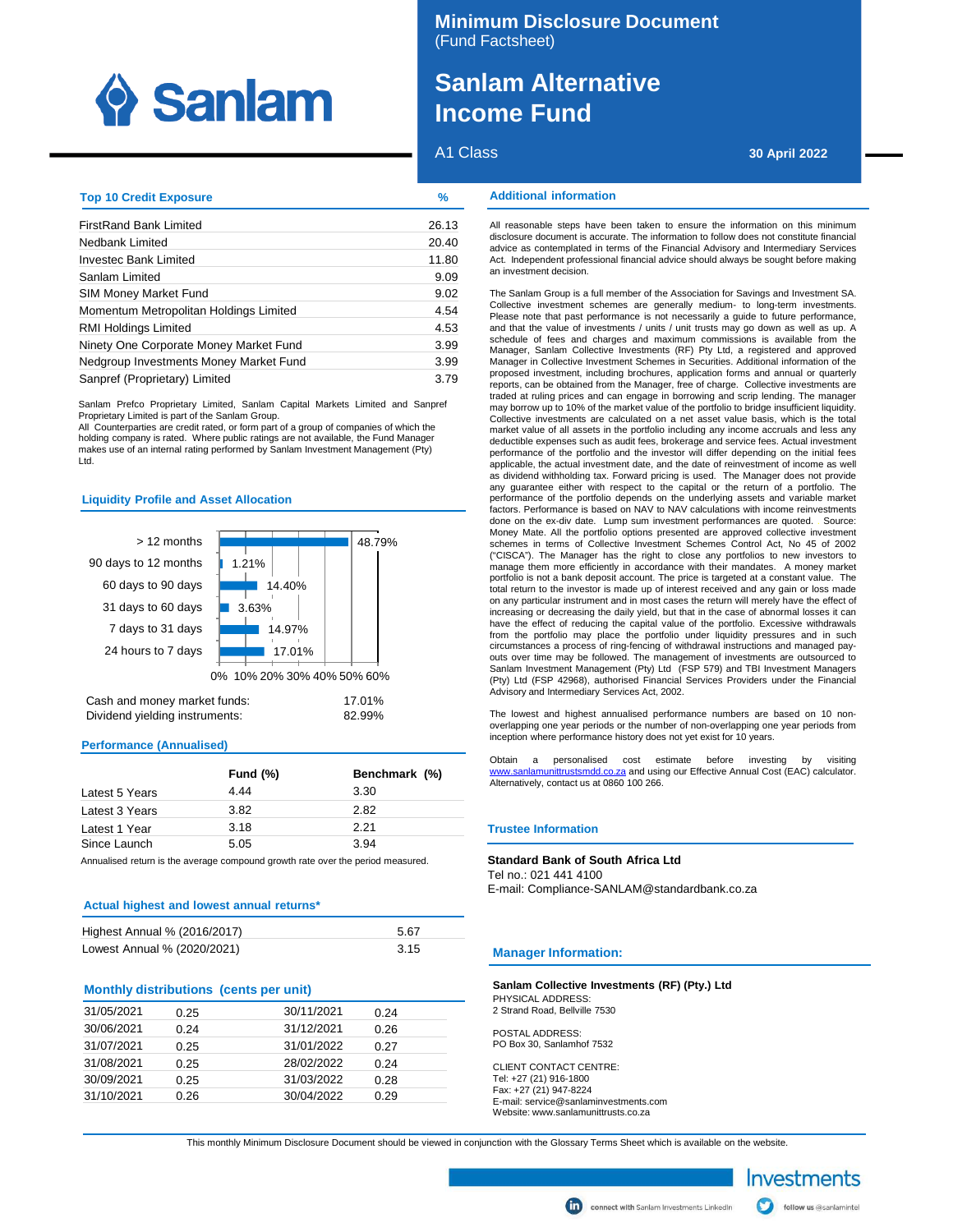# Minimum Disclosure Document
(Fund Factsheet)

# Sanlam Alternative Income Fund

A1 Class

**30 April 2022**

## Top 10 Credit Exposure

| Top 10 Credit Exposure | % |
|---|---|
| FirstRand Bank Limited | 26.13 |
| Nedbank Limited | 20.40 |
| Investec Bank Limited | 11.80 |
| Sanlam Limited | 9.09 |
| SIM Money Market Fund | 9.02 |
| Momentum Metropolitan Holdings Limited | 4.54 |
| RMI Holdings Limited | 4.53 |
| Ninety One Corporate Money Market Fund | 3.99 |
| Nedgroup Investments Money Market Fund | 3.99 |
| Sanpref (Proprietary) Limited | 3.79 |

Sanlam Prefco Proprietary Limited, Sanlam Capital Markets Limited and Sanpref Proprietary Limited is part of the Sanlam Group.
All Counterparties are credit rated, or form part of a group of companies of which the holding company is rated. Where public ratings are not available, the Fund Manager makes use of an internal rating performed by Sanlam Investment Management (Pty) Ltd.

## Liquidity Profile and Asset Allocation

> 12 months 48.79%
90 days to 12 months 1.21%
60 days to 90 days 14.40%
31 days to 60 days 3.63%
7 days to 31 days 14.97%
24 hours to 7 days 17.01%
0% 10% 20% 30% 40% 50% 60%

| | |
|---|---|
| Cash and money market funds: | 17.01% |
| Dividend yielding instruments: | 82.99% |

## Performance (Annualised)

| | Fund (%) | Benchmark (%) |
|---|---|---|
| Latest 5 Years | 4.44 | 3.30 |
| Latest 3 Years | 3.82 | 2.82 |
| Latest 1 Year | 3.18 | 2.21 |
| Since Launch | 5.05 | 3.94 |

Annualised return is the average compound growth rate over the period measured.

## Actual highest and lowest annual returns*

| | |
|---|---|
| Highest Annual % (2016/2017) | 5.67 |
| Lowest Annual % (2020/2021) | 3.15 |

## Monthly distributions (cents per unit)

| | | | |
|---|---|---|---|
| 31/05/2021 | 0.25 | 30/11/2021 | 0.24 |
| 30/06/2021 | 0.24 | 31/12/2021 | 0.26 |
| 31/07/2021 | 0.25 | 31/01/2022 | 0.27 |
| 31/08/2021 | 0.25 | 28/02/2022 | 0.24 |
| 30/09/2021 | 0.25 | 31/03/2022 | 0.28 |
| 31/10/2021 | 0.26 | 30/04/2022 | 0.29 |

## Additional information

All reasonable steps have been taken to ensure the information on this minimum disclosure document is accurate. The information to follow does not constitute financial advice as contemplated in terms of the Financial Advisory and Intermediary Services Act. Independent professional financial advice should always be sought before making an investment decision.

The Sanlam Group is a full member of the Association for Savings and Investment SA. Collective investment schemes are generally medium- to long-term investments. Please note that past performance is not necessarily a guide to future performance, and that the value of investments / units / unit trusts may go down as well as up. A schedule of fees and charges and maximum commissions is available from the Manager, Sanlam Collective Investments (RF) Pty Ltd, a registered and approved Manager in Collective Investment Schemes in Securities. Additional information of the proposed investment, including brochures, application forms and annual or quarterly reports, can be obtained from the Manager, free of charge. Collective investments are traded at ruling prices and can engage in borrowing and scrip lending. The manager may borrow up to 10% of the market value of the portfolio to bridge insufficient liquidity. Collective investments are calculated on a net asset value basis, which is the total market value of all assets in the portfolio including any income accruals and less any deductible expenses such as audit fees, brokerage and service fees. Actual investment performance of the portfolio and the investor will differ depending on the initial fees applicable, the actual investment date, and the date of reinvestment of income as well as dividend withholding tax. Forward pricing is used. The Manager does not provide any guarantee either with respect to the capital or the return of a portfolio. The performance of the portfolio depends on the underlying assets and variable market factors. Performance is based on NAV to NAV calculations with income reinvestments done on the ex-div date. Lump sum investment performances are quoted. Source: Money Mate. All the portfolio options presented are approved collective investment schemes in terms of Collective Investment Schemes Control Act, No 45 of 2002 ("CISCA"). The Manager has the right to close any portfolios to new investors to manage them more efficiently in accordance with their mandates. A money market portfolio is not a bank deposit account. The price is targeted at a constant value. The total return to the investor is made up of interest received and any gain or loss made on any particular instrument and in most cases the return will merely have the effect of increasing or decreasing the daily yield, but that in the case of abnormal losses it can have the effect of reducing the capital value of the portfolio. Excessive withdrawals from the portfolio may place the portfolio under liquidity pressures and in such circumstances a process of ring-fencing of withdrawal instructions and managed pay-outs over time may be followed. The management of investments are outsourced to Sanlam Investment Management (Pty) Ltd (FSP 579) and TBI Investment Managers (Pty) Ltd (FSP 42968), authorised Financial Services Providers under the Financial Advisory and Intermediary Services Act, 2002.

The lowest and highest annualised performance numbers are based on 10 non-overlapping one year periods or the number of non-overlapping one year periods from inception where performance history does not yet exist for 10 years.

Obtain a personalised cost estimate before investing by visiting www.sanlamunittrustsmdd.co.za and using our Effective Annual Cost (EAC) calculator. Alternatively, contact us at 0860 100 266.

## Trustee Information

**Standard Bank of South Africa Ltd**
Tel no.: 021 441 4100
E-mail: Compliance-SANLAM@standardbank.co.za

## Manager Information:

**Sanlam Collective Investments (RF) (Pty.) Ltd**
PHYSICAL ADDRESS:
2 Strand Road, Bellville 7530

POSTAL ADDRESS:
PO Box 30, Sanlamhof 7532

CLIENT CONTACT CENTRE:
Tel: +27 (21) 916-1800
Fax: +27 (21) 947-8224
E-mail: service@sanlaminvestments.com
Website: www.sanlamunittrusts.co.za

This monthly Minimum Disclosure Document should be viewed in conjunction with the Glossary Terms Sheet which is available on the website.

Investments

connect with Sanlam Investments LinkedIn follow us @sanlamintel